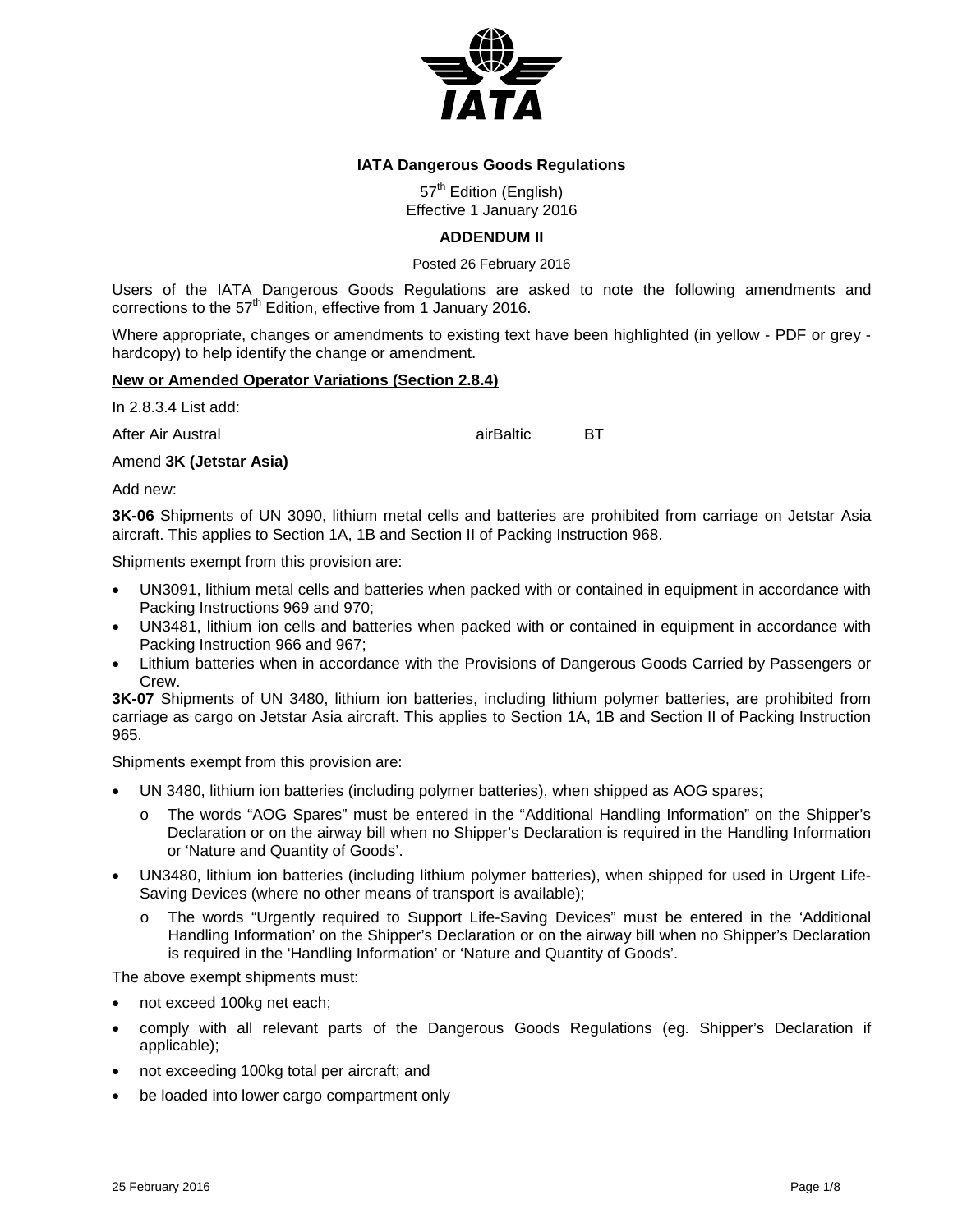**IATA Dangerous Goods Regulations**

57th Edition (English)
Effective 1 January 2016

**ADDENDUM II**

Posted 26 February 2016

Users of the IATA Dangerous Goods Regulations are asked to note the following amendments and corrections to the 57th Edition, effective from 1 January 2016.

Where appropriate, changes or amendments to existing text have been highlighted (in yellow - PDF or grey - hardcopy) to help identify the change or amendment.

**New or Amended Operator Variations (Section 2.8.4)**

In 2.8.3.4 List add:

| After Air Austral | airBaltic | BT |
|---|---|---|

Amend **3K (Jetstar Asia)**

Add new:

**3K-06** Shipments of UN 3090, lithium metal cells and batteries are prohibited from carriage on Jetstar Asia aircraft. This applies to Section 1A, 1B and Section II of Packing Instruction 968.

Shipments exempt from this provision are:

- UN3091, lithium metal cells and batteries when packed with or contained in equipment in accordance with Packing Instructions 969 and 970;
- UN3481, lithium ion cells and batteries when packed with or contained in equipment in accordance with Packing Instruction 966 and 967;
- Lithium batteries when in accordance with the Provisions of Dangerous Goods Carried by Passengers or Crew.

**3K-07** Shipments of UN 3480, lithium ion batteries, including lithium polymer batteries, are prohibited from carriage as cargo on Jetstar Asia aircraft. This applies to Section 1A, 1B and Section II of Packing Instruction 965.

Shipments exempt from this provision are:

- UN 3480, lithium ion batteries (including polymer batteries), when shipped as AOG spares;
  - The words "AOG Spares" must be entered in the "Additional Handling Information" on the Shipper's Declaration or on the airway bill when no Shipper's Declaration is required in the Handling Information or 'Nature and Quantity of Goods'.
- UN3480, lithium ion batteries (including lithium polymer batteries), when shipped for used in Urgent Life-Saving Devices (where no other means of transport is available);
  - The words "Urgently required to Support Life-Saving Devices" must be entered in the 'Additional Handling Information' on the Shipper's Declaration or on the airway bill when no Shipper's Declaration is required in the 'Handling Information' or 'Nature and Quantity of Goods'.

The above exempt shipments must:

- not exceed 100kg net each;
- comply with all relevant parts of the Dangerous Goods Regulations (eg. Shipper's Declaration if applicable);
- not exceeding 100kg total per aircraft; and
- be loaded into lower cargo compartment only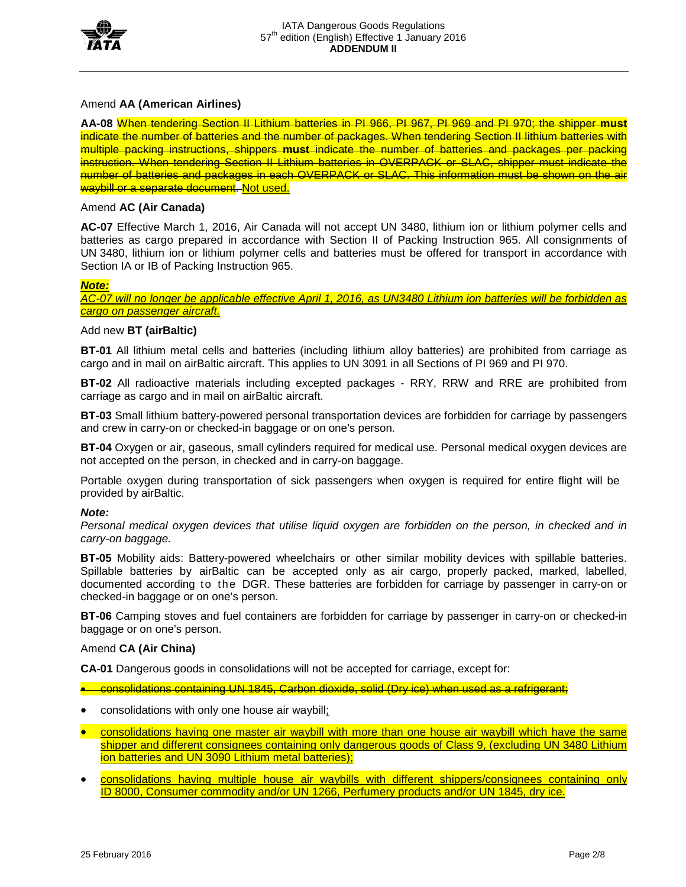Amend **AA (American Airlines)**

**AA-08** ~~When tendering Section II Lithium batteries in PI 966, PI 967, PI 969 and PI 970; the shipper **must** indicate the number of batteries and the number of packages. When tendering Section II lithium batteries with multiple packing instructions, shippers **must** indicate the number of batteries and packages per packing instruction. When tendering Section II Lithium batteries in OVERPACK or SLAC, shipper must indicate the number of batteries and packages in each OVERPACK or SLAC. This information must be shown on the air waybill or a separate document.~~ Not used.

Amend **AC (Air Canada)**

**AC-07** Effective March 1, 2016, Air Canada will not accept UN 3480, lithium ion or lithium polymer cells and batteries as cargo prepared in accordance with Section II of Packing Instruction 965. All consignments of UN 3480, lithium ion or lithium polymer cells and batteries must be offered for transport in accordance with Section IA or IB of Packing Instruction 965.

***Note:***
*AC-07 will no longer be applicable effective April 1, 2016, as UN3480 Lithium ion batteries will be forbidden as cargo on passenger aircraft.*

Add new **BT (airBaltic)**

**BT-01** All lithium metal cells and batteries (including lithium alloy batteries) are prohibited from carriage as cargo and in mail on airBaltic aircraft. This applies to UN 3091 in all Sections of PI 969 and PI 970.

**BT-02** All radioactive materials including excepted packages - RRY, RRW and RRE are prohibited from carriage as cargo and in mail on airBaltic aircraft.

**BT-03** Small lithium battery-powered personal transportation devices are forbidden for carriage by passengers and crew in carry-on or checked-in baggage or on one's person.

**BT-04** Oxygen or air, gaseous, small cylinders required for medical use. Personal medical oxygen devices are not accepted on the person, in checked and in carry-on baggage.

Portable oxygen during transportation of sick passengers when oxygen is required for entire flight will be provided by airBaltic.

***Note:***
*Personal medical oxygen devices that utilise liquid oxygen are forbidden on the person, in checked and in carry-on baggage.*

**BT-05** Mobility aids: Battery-powered wheelchairs or other similar mobility devices with spillable batteries. Spillable batteries by airBaltic can be accepted only as air cargo, properly packed, marked, labelled, documented according to the DGR. These batteries are forbidden for carriage by passenger in carry-on or checked-in baggage or on one's person.

**BT-06** Camping stoves and fuel containers are forbidden for carriage by passenger in carry-on or checked-in baggage or on one's person.

Amend **CA (Air China)**

**CA-01** Dangerous goods in consolidations will not be accepted for carriage, except for:

- ~~consolidations containing UN 1845, Carbon dioxide, solid (Dry ice) when used as a refrigerant;~~
- consolidations with only one house air waybill;
- consolidations having one master air waybill with more than one house air waybill which have the same shipper and different consignees containing only dangerous goods of Class 9, (excluding UN 3480 Lithium ion batteries and UN 3090 Lithium metal batteries);
- consolidations having multiple house air waybills with different shippers/consignees containing only ID 8000, Consumer commodity and/or UN 1266, Perfumery products and/or UN 1845, dry ice.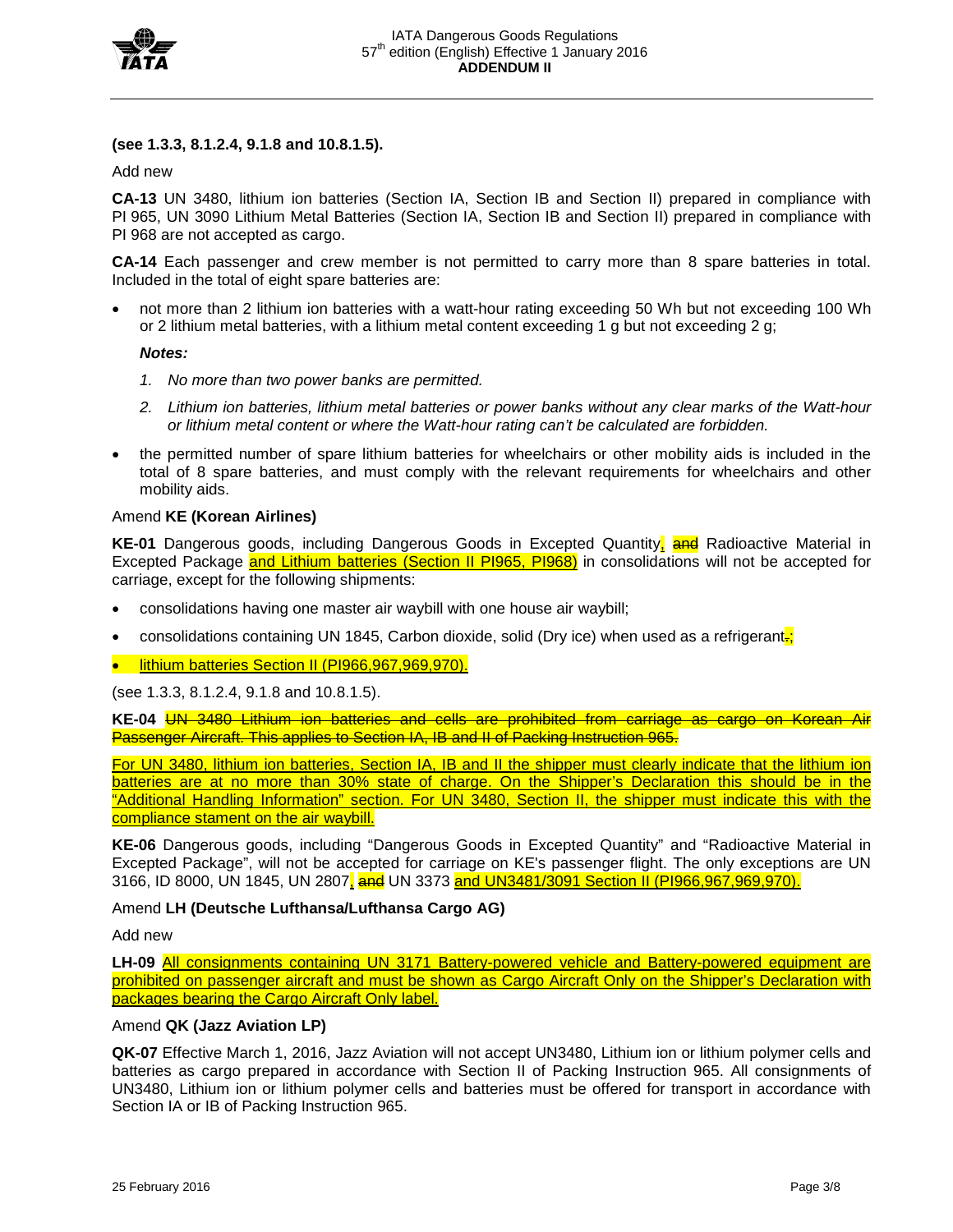**(see 1.3.3, 8.1.2.4, 9.1.8 and 10.8.1.5).**

Add new

**CA-13** UN 3480, lithium ion batteries (Section IA, Section IB and Section II) prepared in compliance with PI 965, UN 3090 Lithium Metal Batteries (Section IA, Section IB and Section II) prepared in compliance with PI 968 are not accepted as cargo.

**CA-14** Each passenger and crew member is not permitted to carry more than 8 spare batteries in total. Included in the total of eight spare batteries are:

- not more than 2 lithium ion batteries with a watt-hour rating exceeding 50 Wh but not exceeding 100 Wh or 2 lithium metal batteries, with a lithium metal content exceeding 1 g but not exceeding 2 g;

  ***Notes:***

  1. *No more than two power banks are permitted.*
  2. *Lithium ion batteries, lithium metal batteries or power banks without any clear marks of the Watt-hour or lithium metal content or where the Watt-hour rating can't be calculated are forbidden.*

- the permitted number of spare lithium batteries for wheelchairs or other mobility aids is included in the total of 8 spare batteries, and must comply with the relevant requirements for wheelchairs and other mobility aids.

Amend **KE (Korean Airlines)**

**KE-01** Dangerous goods, including Dangerous Goods in Excepted Quantity, ~~and~~ Radioactive Material in Excepted Package and Lithium batteries (Section II PI965, PI968) in consolidations will not be accepted for carriage, except for the following shipments:

- consolidations having one master air waybill with one house air waybill;
- consolidations containing UN 1845, Carbon dioxide, solid (Dry ice) when used as a refrigerant~~.~~;
- lithium batteries Section II (PI966,967,969,970).

(see 1.3.3, 8.1.2.4, 9.1.8 and 10.8.1.5).

**KE-04** ~~UN 3480 Lithium ion batteries and cells are prohibited from carriage as cargo on Korean Air Passenger Aircraft. This applies to Section IA, IB and II of Packing Instruction 965.~~

For UN 3480, lithium ion batteries, Section IA, IB and II the shipper must clearly indicate that the lithium ion batteries are at no more than 30% state of charge. On the Shipper's Declaration this should be in the "Additional Handling Information" section. For UN 3480, Section II, the shipper must indicate this with the compliance stament on the air waybill.

**KE-06** Dangerous goods, including "Dangerous Goods in Excepted Quantity" and "Radioactive Material in Excepted Package", will not be accepted for carriage on KE's passenger flight. The only exceptions are UN 3166, ID 8000, UN 1845, UN 2807, ~~and~~ UN 3373 and UN3481/3091 Section II (PI966,967,969,970).

Amend **LH (Deutsche Lufthansa/Lufthansa Cargo AG)**

Add new

**LH-09** All consignments containing UN 3171 Battery-powered vehicle and Battery-powered equipment are prohibited on passenger aircraft and must be shown as Cargo Aircraft Only on the Shipper's Declaration with packages bearing the Cargo Aircraft Only label.

Amend **QK (Jazz Aviation LP)**

**QK-07** Effective March 1, 2016, Jazz Aviation will not accept UN3480, Lithium ion or lithium polymer cells and batteries as cargo prepared in accordance with Section II of Packing Instruction 965. All consignments of UN3480, Lithium ion or lithium polymer cells and batteries must be offered for transport in accordance with Section IA or IB of Packing Instruction 965.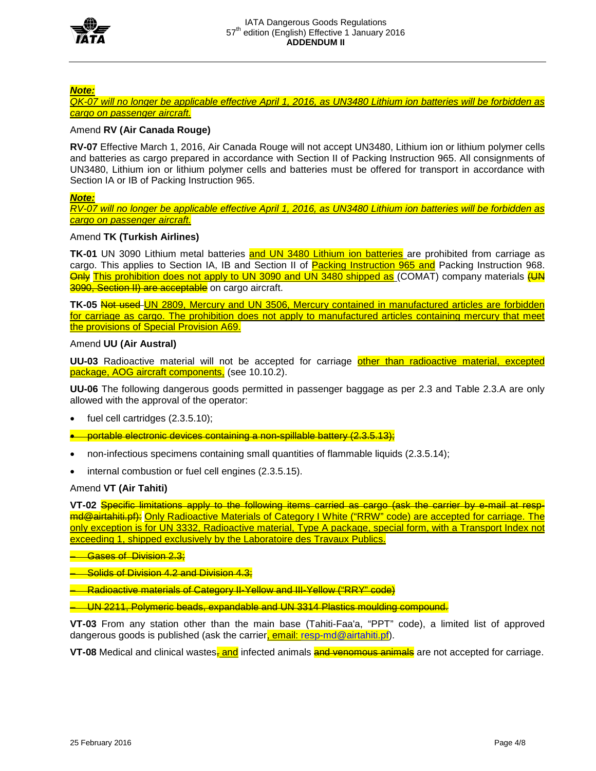***Note:***

*QK-07 will no longer be applicable effective April 1, 2016, as UN3480 Lithium ion batteries will be forbidden as cargo on passenger aircraft.*

Amend **RV (Air Canada Rouge)**

**RV-07** Effective March 1, 2016, Air Canada Rouge will not accept UN3480, Lithium ion or lithium polymer cells and batteries as cargo prepared in accordance with Section II of Packing Instruction 965. All consignments of UN3480, Lithium ion or lithium polymer cells and batteries must be offered for transport in accordance with Section IA or IB of Packing Instruction 965.

***Note:***

*RV-07 will no longer be applicable effective April 1, 2016, as UN3480 Lithium ion batteries will be forbidden as cargo on passenger aircraft.*

Amend **TK (Turkish Airlines)**

**TK-01** UN 3090 Lithium metal batteries and UN 3480 Lithium ion batteries are prohibited from carriage as cargo. This applies to Section IA, IB and Section II of Packing Instruction 965 and Packing Instruction 968. ~~Only~~ This prohibition does not apply to UN 3090 and UN 3480 shipped as (COMAT) company materials ~~(UN 3090, Section II) are acceptable~~ on cargo aircraft.

**TK-05** ~~Not used~~ UN 2809, Mercury and UN 3506, Mercury contained in manufactured articles are forbidden for carriage as cargo. The prohibition does not apply to manufactured articles containing mercury that meet the provisions of Special Provision A69.

Amend **UU (Air Austral)**

**UU-03** Radioactive material will not be accepted for carriage other than radioactive material, excepted package, AOG aircraft components, (see 10.10.2).

**UU-06** The following dangerous goods permitted in passenger baggage as per 2.3 and Table 2.3.A are only allowed with the approval of the operator:

- fuel cell cartridges (2.3.5.10);
- ~~portable electronic devices containing a non-spillable battery (2.3.5.13);~~
- non-infectious specimens containing small quantities of flammable liquids (2.3.5.14);
- internal combustion or fuel cell engines (2.3.5.15).

Amend **VT (Air Tahiti)**

**VT-02** ~~Specific limitations apply to the following items carried as cargo (ask the carrier by e-mail at resp-md@airtahiti.pf):~~ Only Radioactive Materials of Category I White ("RRW" code) are accepted for carriage. The only exception is for UN 3332, Radioactive material, Type A package, special form, with a Transport Index not exceeding 1, shipped exclusively by the Laboratoire des Travaux Publics.

- ~~Gases of Division 2.3;~~
- ~~Solids of Division 4.2 and Division 4.3;~~
- ~~Radioactive materials of Category II-Yellow and III-Yellow ("RRY" code)~~
- ~~UN 2211, Polymeric beads, expandable and UN 3314 Plastics moulding compound.~~

**VT-03** From any station other than the main base (Tahiti-Faa'a, "PPT" code), a limited list of approved dangerous goods is published (ask the carrier, email: resp-md@airtahiti.pf).

**VT-08** Medical and clinical wastes~~,~~ and infected animals ~~and venomous animals~~ are not accepted for carriage.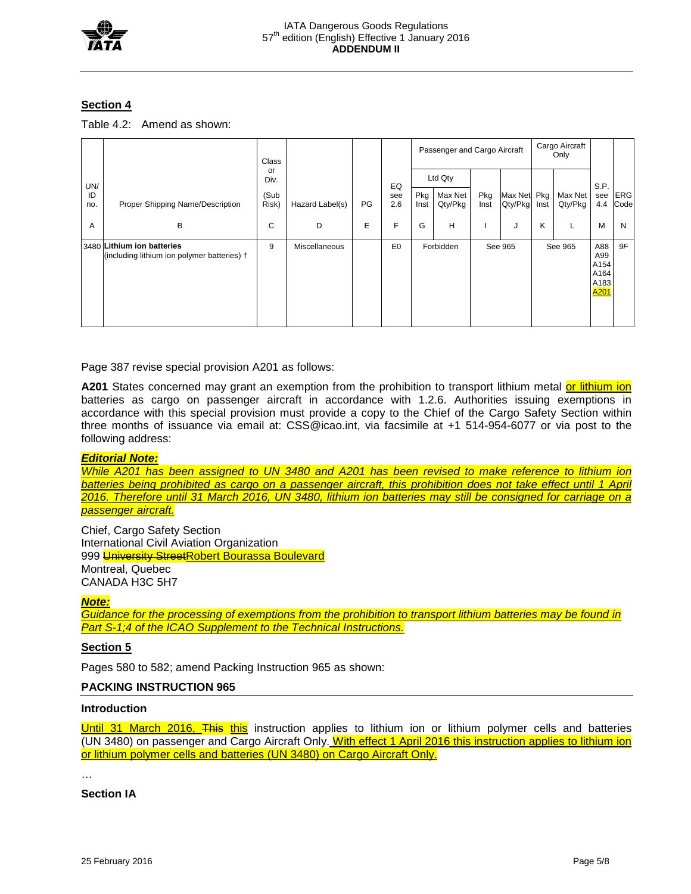## Section 4

Table 4.2: Amend as shown:

| UN/ ID no. | Proper Shipping Name/Description | Class or Div. (Sub Risk) | Hazard Label(s) | PG | EQ see 2.6 | Passenger and Cargo Aircraft | | | | Cargo Aircraft Only | | S.P. see 4.4 | ERG Code |
|---|---|---|---|---|---|---|---|---|---|---|---|---|---|
| | | | | | | Ltd Qty | | | | | | | |
| | | | | | | Pkg Inst | Max Net Qty/Pkg | Pkg Inst | Max Net Qty/Pkg | Pkg Inst | Max Net Qty/Pkg | | |
| A | B | C | D | E | F | G | H | I | J | K | L | M | N |
| 3480 | **Lithium ion batteries** (including lithium ion polymer batteries) † | 9 | Miscellaneous | | E0 | Forbidden | | See 965 | | See 965 | | A88 A99 A154 A164 A183 <u>A201</u> | 9F |

Page 387 revise special provision A201 as follows:

**A201** States concerned may grant an exemption from the prohibition to transport lithium metal <u>or lithium ion</u> batteries as cargo on passenger aircraft in accordance with 1.2.6. Authorities issuing exemptions in accordance with this special provision must provide a copy to the Chief of the Cargo Safety Section within three months of issuance via email at: CSS@icao.int, via facsimile at +1 514-954-6077 or via post to the following address:

***<u>Editorial Note:</u>***
*<u>While A201 has been assigned to UN 3480 and A201 has been revised to make reference to lithium ion batteries being prohibited as cargo on a passenger aircraft, this prohibition does not take effect until 1 April 2016. Therefore until 31 March 2016, UN 3480, lithium ion batteries may still be consigned for carriage on a passenger aircraft.</u>*

Chief, Cargo Safety Section
International Civil Aviation Organization
999 ~~University Street~~<u>Robert Bourassa Boulevard</u>
Montreal, Quebec
CANADA H3C 5H7

***<u>Note:</u>***
*<u>Guidance for the processing of exemptions from the prohibition to transport lithium batteries may be found in Part S-1;4 of the ICAO Supplement to the Technical Instructions.</u>*

## Section 5

Pages 580 to 582; amend Packing Instruction 965 as shown:

### PACKING INSTRUCTION 965

#### Introduction

<u>Until 31 March 2016,</u> ~~This~~ <u>this</u> instruction applies to lithium ion or lithium polymer cells and batteries (UN 3480) on passenger and Cargo Aircraft Only. <u>With effect 1 April 2016 this instruction applies to lithium ion or lithium polymer cells and batteries (UN 3480) on Cargo Aircraft Only.</u>

…

#### Section IA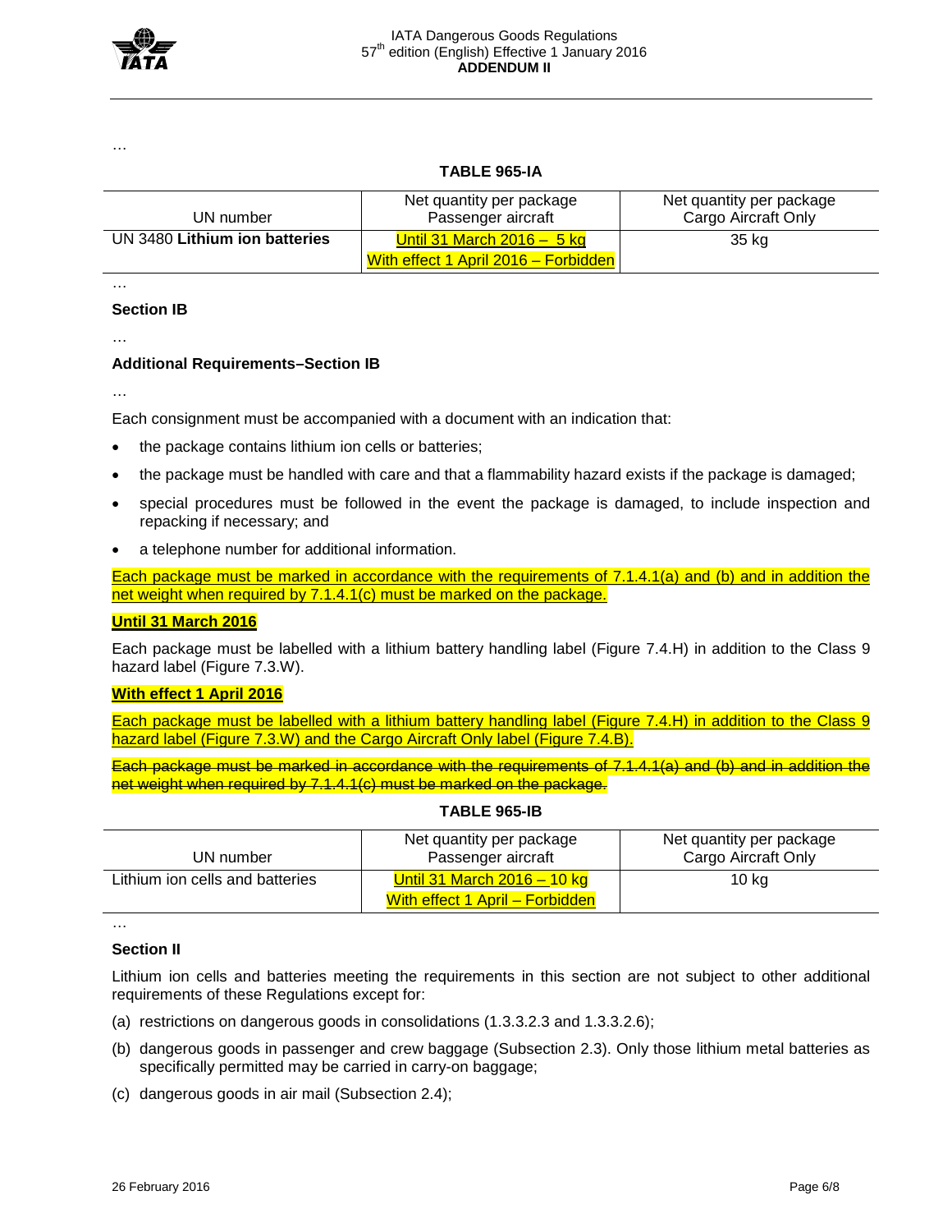…

**TABLE 965-IA**

| UN number | Net quantity per package Passenger aircraft | Net quantity per package Cargo Aircraft Only |
|---|---|---|
| UN 3480 **Lithium ion batteries** | Until 31 March 2016 – 5 kg<br>With effect 1 April 2016 – Forbidden | 35 kg |

…

**Section IB**

…

**Additional Requirements–Section IB**

…

Each consignment must be accompanied with a document with an indication that:

- the package contains lithium ion cells or batteries;
- the package must be handled with care and that a flammability hazard exists if the package is damaged;
- special procedures must be followed in the event the package is damaged, to include inspection and repacking if necessary; and
- a telephone number for additional information.

Each package must be marked in accordance with the requirements of 7.1.4.1(a) and (b) and in addition the net weight when required by 7.1.4.1(c) must be marked on the package.

**Until 31 March 2016**

Each package must be labelled with a lithium battery handling label (Figure 7.4.H) in addition to the Class 9 hazard label (Figure 7.3.W).

**With effect 1 April 2016**

Each package must be labelled with a lithium battery handling label (Figure 7.4.H) in addition to the Class 9 hazard label (Figure 7.3.W) and the Cargo Aircraft Only label (Figure 7.4.B).

~~Each package must be marked in accordance with the requirements of 7.1.4.1(a) and (b) and in addition the net weight when required by 7.1.4.1(c) must be marked on the package.~~

**TABLE 965-IB**

| UN number | Net quantity per package Passenger aircraft | Net quantity per package Cargo Aircraft Only |
|---|---|---|
| Lithium ion cells and batteries | Until 31 March 2016 – 10 kg<br>With effect 1 April – Forbidden | 10 kg |

…

**Section II**

Lithium ion cells and batteries meeting the requirements in this section are not subject to other additional requirements of these Regulations except for:

(a) restrictions on dangerous goods in consolidations (1.3.3.2.3 and 1.3.3.2.6);

(b) dangerous goods in passenger and crew baggage (Subsection 2.3). Only those lithium metal batteries as specifically permitted may be carried in carry-on baggage;

(c) dangerous goods in air mail (Subsection 2.4);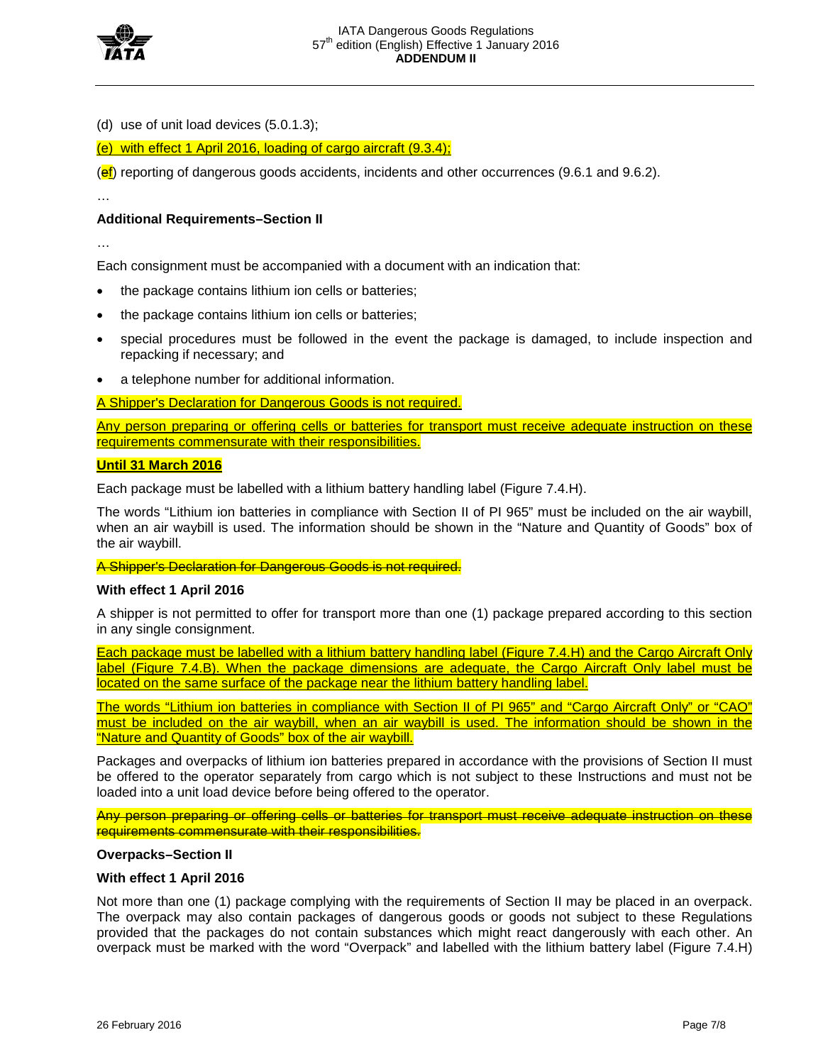(d) use of unit load devices (5.0.1.3);

(e) with effect 1 April 2016, loading of cargo aircraft (9.3.4);

(~~e~~f) reporting of dangerous goods accidents, incidents and other occurrences (9.6.1 and 9.6.2).

…

**Additional Requirements–Section II**

…

Each consignment must be accompanied with a document with an indication that:

- the package contains lithium ion cells or batteries;
- the package contains lithium ion cells or batteries;
- special procedures must be followed in the event the package is damaged, to include inspection and repacking if necessary; and
- a telephone number for additional information.

A Shipper's Declaration for Dangerous Goods is not required.

Any person preparing or offering cells or batteries for transport must receive adequate instruction on these requirements commensurate with their responsibilities.

**Until 31 March 2016**

Each package must be labelled with a lithium battery handling label (Figure 7.4.H).

The words "Lithium ion batteries in compliance with Section II of PI 965" must be included on the air waybill, when an air waybill is used. The information should be shown in the "Nature and Quantity of Goods" box of the air waybill.

~~A Shipper's Declaration for Dangerous Goods is not required.~~

**With effect 1 April 2016**

A shipper is not permitted to offer for transport more than one (1) package prepared according to this section in any single consignment.

Each package must be labelled with a lithium battery handling label (Figure 7.4.H) and the Cargo Aircraft Only label (Figure 7.4.B). When the package dimensions are adequate, the Cargo Aircraft Only label must be located on the same surface of the package near the lithium battery handling label.

The words "Lithium ion batteries in compliance with Section II of PI 965" and "Cargo Aircraft Only" or "CAO" must be included on the air waybill, when an air waybill is used. The information should be shown in the "Nature and Quantity of Goods" box of the air waybill.

Packages and overpacks of lithium ion batteries prepared in accordance with the provisions of Section II must be offered to the operator separately from cargo which is not subject to these Instructions and must not be loaded into a unit load device before being offered to the operator.

~~Any person preparing or offering cells or batteries for transport must receive adequate instruction on these requirements commensurate with their responsibilities.~~

**Overpacks–Section II**

**With effect 1 April 2016**

Not more than one (1) package complying with the requirements of Section II may be placed in an overpack. The overpack may also contain packages of dangerous goods or goods not subject to these Regulations provided that the packages do not contain substances which might react dangerously with each other. An overpack must be marked with the word "Overpack" and labelled with the lithium battery label (Figure 7.4.H)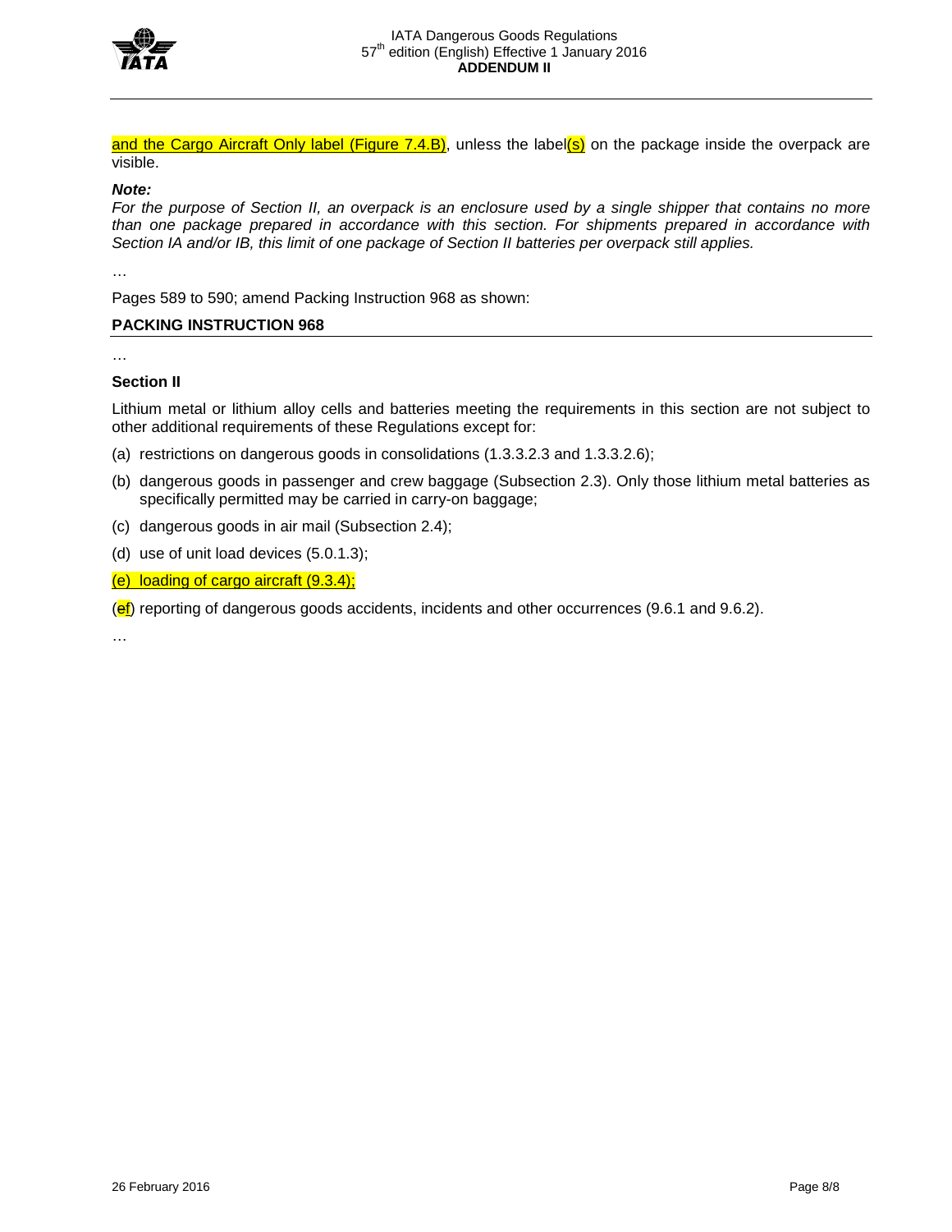and the Cargo Aircraft Only label (Figure 7.4.B), unless the label(s) on the package inside the overpack are visible.

***Note:***

*For the purpose of Section II, an overpack is an enclosure used by a single shipper that contains no more than one package prepared in accordance with this section. For shipments prepared in accordance with Section IA and/or IB, this limit of one package of Section II batteries per overpack still applies.*

…

Pages 589 to 590; amend Packing Instruction 968 as shown:

**PACKING INSTRUCTION 968**

…

**Section II**

Lithium metal or lithium alloy cells and batteries meeting the requirements in this section are not subject to other additional requirements of these Regulations except for:

(a) restrictions on dangerous goods in consolidations (1.3.3.2.3 and 1.3.3.2.6);

(b) dangerous goods in passenger and crew baggage (Subsection 2.3). Only those lithium metal batteries as specifically permitted may be carried in carry-on baggage;

(c) dangerous goods in air mail (Subsection 2.4);

(d) use of unit load devices (5.0.1.3);

(e) loading of cargo aircraft (9.3.4);

(ef) reporting of dangerous goods accidents, incidents and other occurrences (9.6.1 and 9.6.2).

…